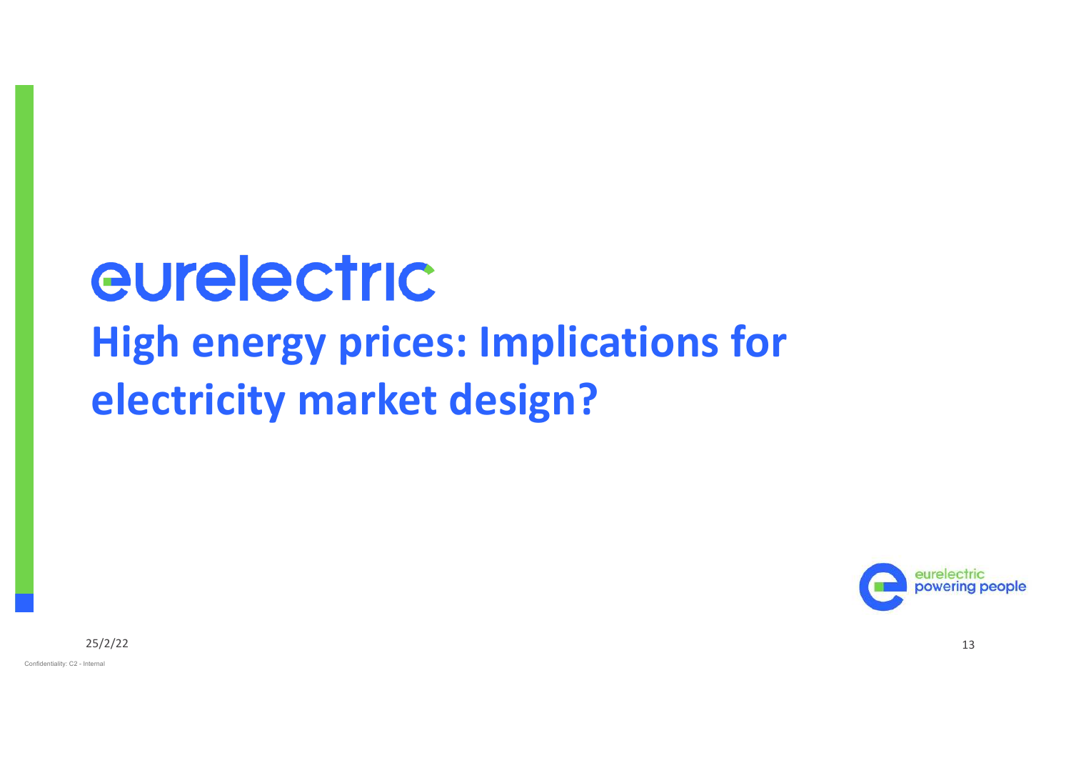eurelectric

# High energy prices: Implications for electricity market design?

eurelectric powering people

25/2/22

Confidentiality: C2 - Internal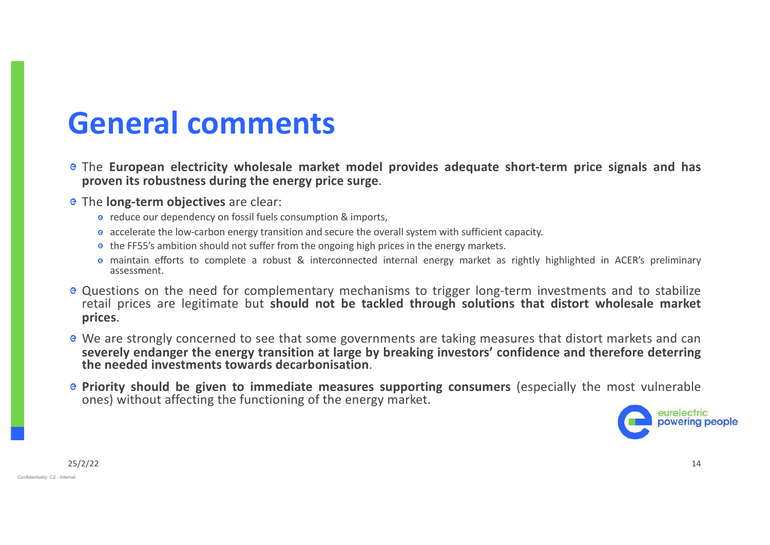# General comments

- The **European electricity wholesale market model provides adequate short-term price signals and has proven its robustness during the energy price surge**.
- The **long-term objectives** are clear:
  - reduce our dependency on fossil fuels consumption & imports,
  - accelerate the low-carbon energy transition and secure the overall system with sufficient capacity.
  - the FF55's ambition should not suffer from the ongoing high prices in the energy markets.
  - maintain efforts to complete a robust & interconnected internal energy market as rightly highlighted in ACER's preliminary assessment.
- Questions on the need for complementary mechanisms to trigger long-term investments and to stabilize retail prices are legitimate but **should not be tackled through solutions that distort wholesale market prices**.
- We are strongly concerned to see that some governments are taking measures that distort markets and can **severely endanger the energy transition at large by breaking investors' confidence and therefore deterring the needed investments towards decarbonisation**.
- **Priority should be given to immediate measures supporting consumers** (especially the most vulnerable ones) without affecting the functioning of the energy market.

eurelectric powering people

25/2/22

Confidentiality: C2 - Internal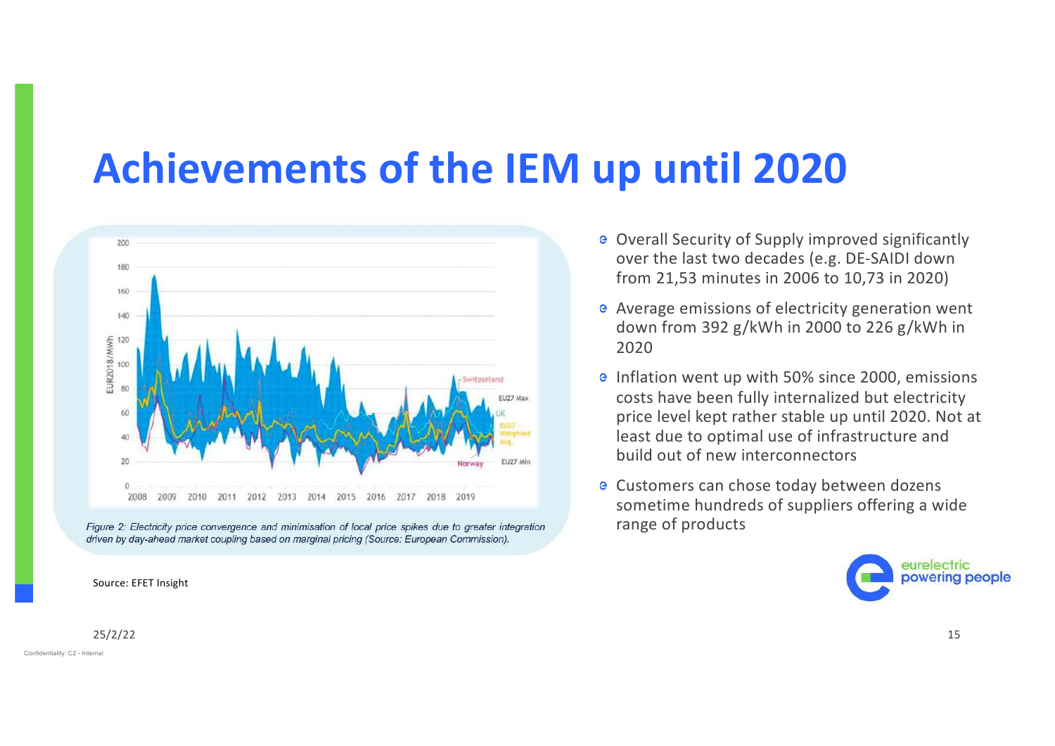# Achievements of the IEM up until 2020

*Figure 2: Electricity price convergence and minimisation of local price spikes due to greater integration driven by day-ahead market coupling based on marginal pricing (Source: European Commission).*

Source: EFET Insight

- Overall Security of Supply improved significantly over the last two decades (e.g. DE-SAIDI down from 21,53 minutes in 2006 to 10,73 in 2020)
- Average emissions of electricity generation went down from 392 g/kWh in 2000 to 226 g/kWh in 2020
- Inflation went up with 50% since 2000, emissions costs have been fully internalized but electricity price level kept rather stable up until 2020. Not at least due to optimal use of infrastructure and build out of new interconnectors
- Customers can chose today between dozens sometime hundreds of suppliers offering a wide range of products

25/2/22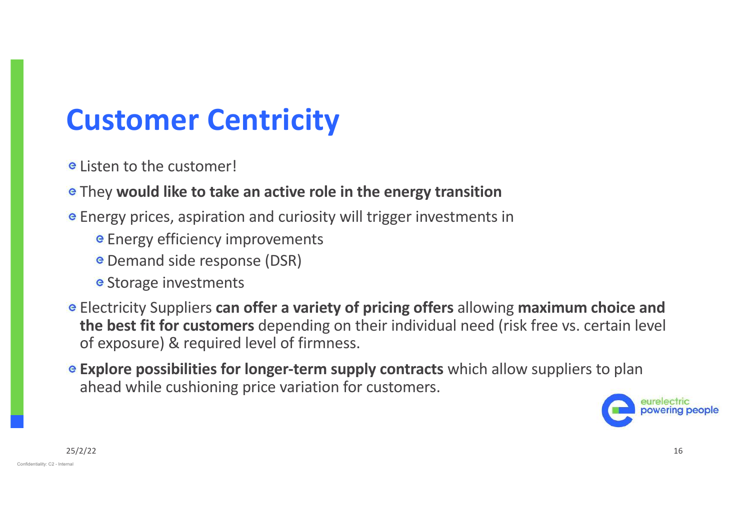# Customer Centricity

- Listen to the customer!
- They **would like to take an active role in the energy transition**
- Energy prices, aspiration and curiosity will trigger investments in
  - Energy efficiency improvements
  - Demand side response (DSR)
  - Storage investments
- Electricity Suppliers **can offer a variety of pricing offers** allowing **maximum choice and the best fit for customers** depending on their individual need (risk free vs. certain level of exposure) & required level of firmness.
- **Explore possibilities for longer-term supply contracts** which allow suppliers to plan ahead while cushioning price variation for customers.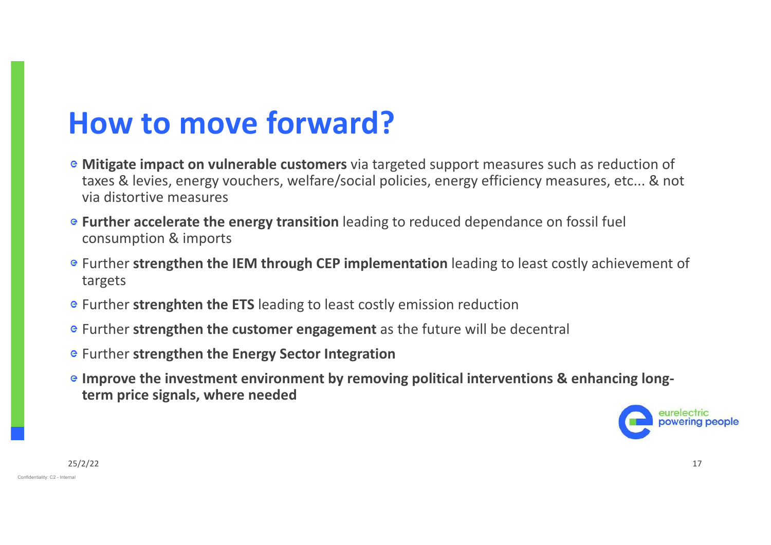# How to move forward?

- **Mitigate impact on vulnerable customers** via targeted support measures such as reduction of taxes & levies, energy vouchers, welfare/social policies, energy efficiency measures, etc... & not via distortive measures
- **Further accelerate the energy transition** leading to reduced dependance on fossil fuel consumption & imports
- Further **strengthen the IEM through CEP implementation** leading to least costly achievement of targets
- Further **strenghten the ETS** leading to least costly emission reduction
- Further **strengthen the customer engagement** as the future will be decentral
- Further **strengthen the Energy Sector Integration**
- **Improve the investment environment by removing political interventions & enhancing long-term price signals, where needed**

eurelectric powering people

25/2/22

Confidentiality: C2 - Internal